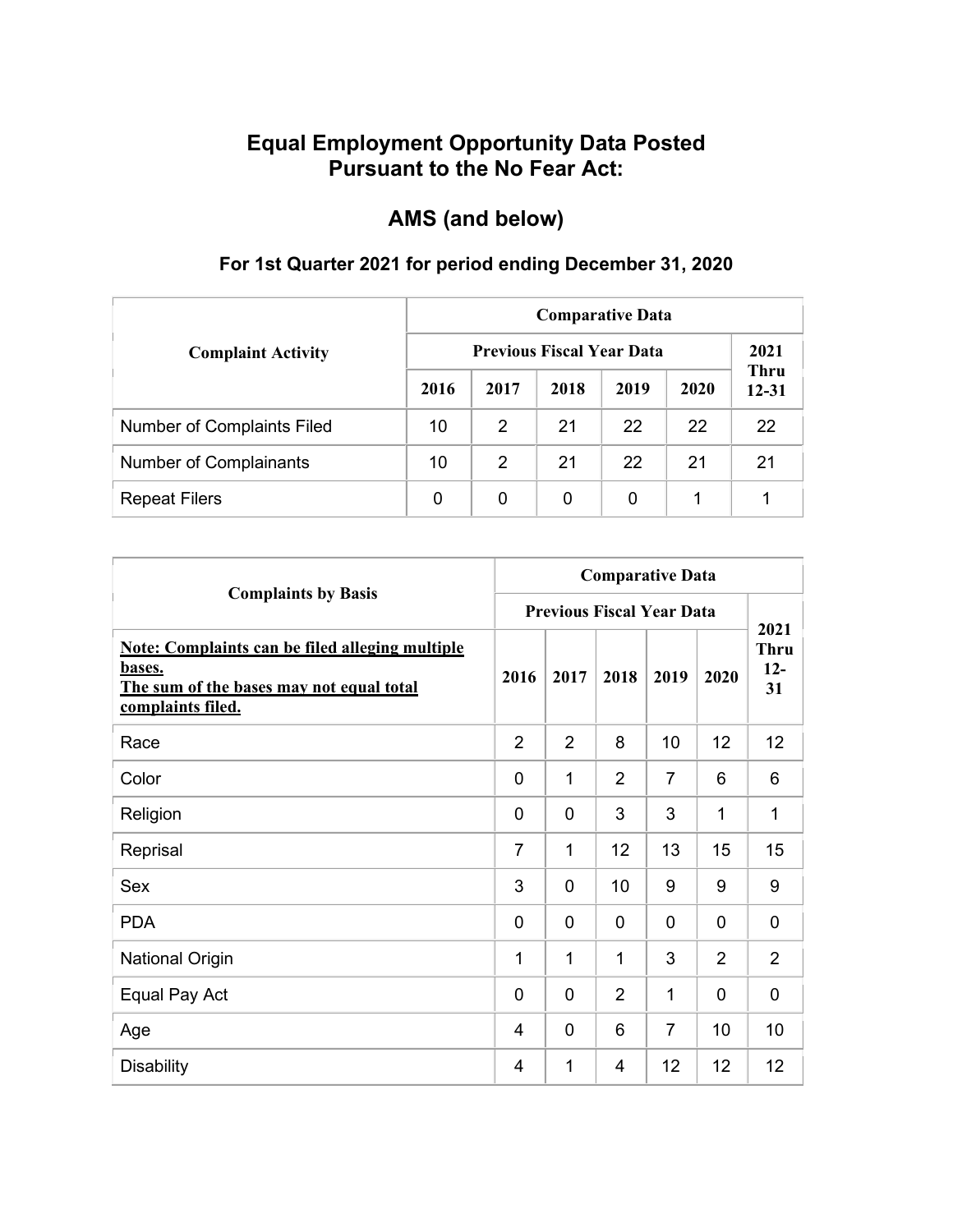# Equal Employment Opportunity Data Posted Pursuant to the No Fear Act:

## AMS (and below)

### For 1st Quarter 2021 for period ending December 31, 2020

| Complaint Activity | Comparative Data | | | | | |
|---|---|---|---|---|---|---|
| | Previous Fiscal Year Data | | | | | 2021 Thru 12-31 |
| | 2016 | 2017 | 2018 | 2019 | 2020 | |
| Number of Complaints Filed | 10 | 2 | 21 | 22 | 22 | 22 |
| Number of Complainants | 10 | 2 | 21 | 22 | 21 | 21 |
| Repeat Filers | 0 | 0 | 0 | 0 | 1 | 1 |

| Complaints by Basis | Comparative Data | | | | | |
|---|---|---|---|---|---|---|
| | Previous Fiscal Year Data | | | | | 2021 Thru 12-31 |
| **Note: Complaints can be filed alleging multiple bases. The sum of the bases may not equal total complaints filed.** | 2016 | 2017 | 2018 | 2019 | 2020 | |
| Race | 2 | 2 | 8 | 10 | 12 | 12 |
| Color | 0 | 1 | 2 | 7 | 6 | 6 |
| Religion | 0 | 0 | 3 | 3 | 1 | 1 |
| Reprisal | 7 | 1 | 12 | 13 | 15 | 15 |
| Sex | 3 | 0 | 10 | 9 | 9 | 9 |
| PDA | 0 | 0 | 0 | 0 | 0 | 0 |
| National Origin | 1 | 1 | 1 | 3 | 2 | 2 |
| Equal Pay Act | 0 | 0 | 2 | 1 | 0 | 0 |
| Age | 4 | 0 | 6 | 7 | 10 | 10 |
| Disability | 4 | 1 | 4 | 12 | 12 | 12 |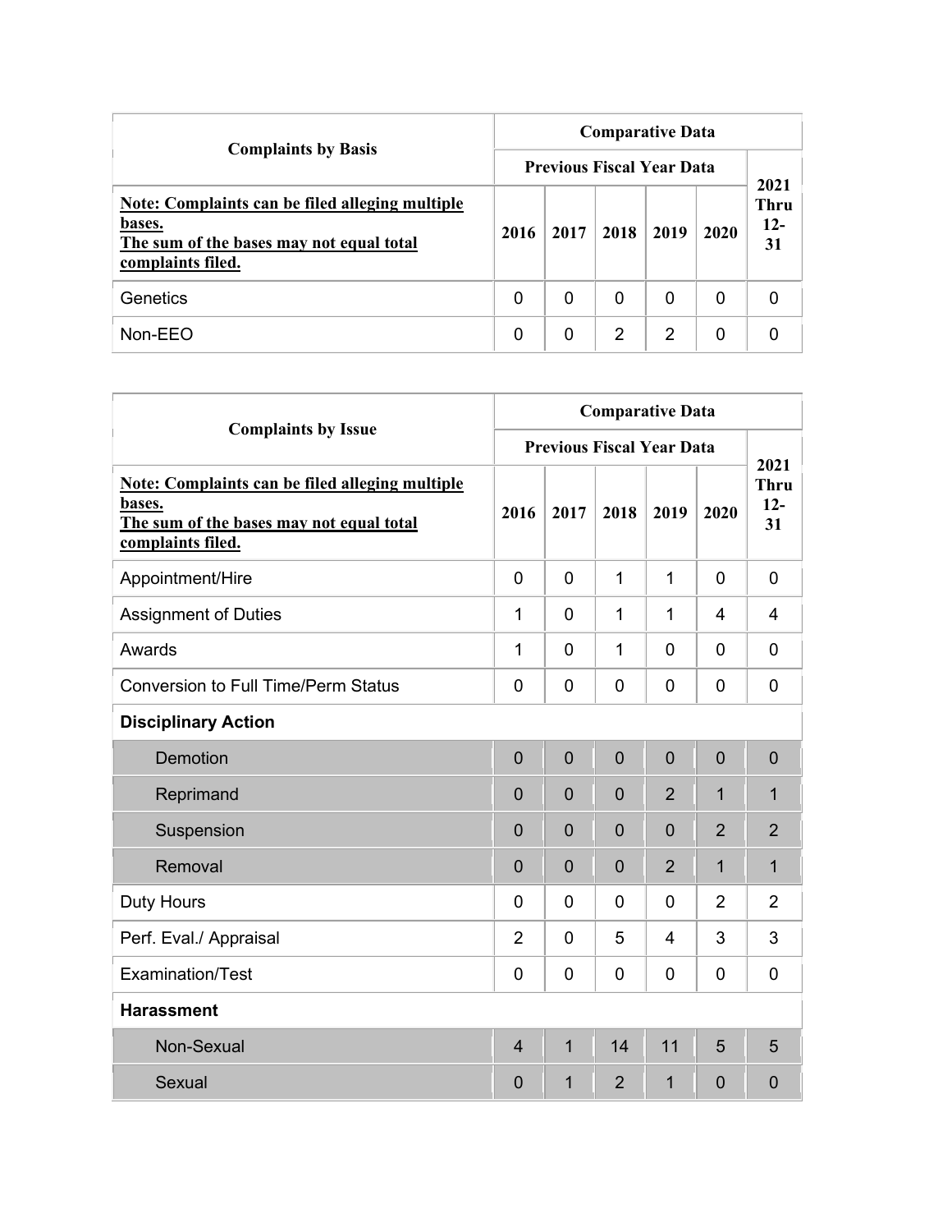| Complaints by Basis | Comparative Data | | | | | |
|---|---|---|---|---|---|---|
| | Previous Fiscal Year Data | | | | | 2021 Thru 12-31 |
| **Note: Complaints can be filed alleging multiple bases. The sum of the bases may not equal total complaints filed.** | 2016 | 2017 | 2018 | 2019 | 2020 | |
| Genetics | 0 | 0 | 0 | 0 | 0 | 0 |
| Non-EEO | 0 | 0 | 2 | 2 | 0 | 0 |

| Complaints by Issue | Comparative Data | | | | | |
|---|---|---|---|---|---|---|
| | Previous Fiscal Year Data | | | | | 2021 Thru 12-31 |
| **Note: Complaints can be filed alleging multiple bases. The sum of the bases may not equal total complaints filed.** | 2016 | 2017 | 2018 | 2019 | 2020 | |
| Appointment/Hire | 0 | 0 | 1 | 1 | 0 | 0 |
| Assignment of Duties | 1 | 0 | 1 | 1 | 4 | 4 |
| Awards | 1 | 0 | 1 | 0 | 0 | 0 |
| Conversion to Full Time/Perm Status | 0 | 0 | 0 | 0 | 0 | 0 |
| **Disciplinary Action** | | | | | | |
| Demotion | 0 | 0 | 0 | 0 | 0 | 0 |
| Reprimand | 0 | 0 | 0 | 2 | 1 | 1 |
| Suspension | 0 | 0 | 0 | 0 | 2 | 2 |
| Removal | 0 | 0 | 0 | 2 | 1 | 1 |
| Duty Hours | 0 | 0 | 0 | 0 | 2 | 2 |
| Perf. Eval./ Appraisal | 2 | 0 | 5 | 4 | 3 | 3 |
| Examination/Test | 0 | 0 | 0 | 0 | 0 | 0 |
| **Harassment** | | | | | | |
| Non-Sexual | 4 | 1 | 14 | 11 | 5 | 5 |
| Sexual | 0 | 1 | 2 | 1 | 0 | 0 |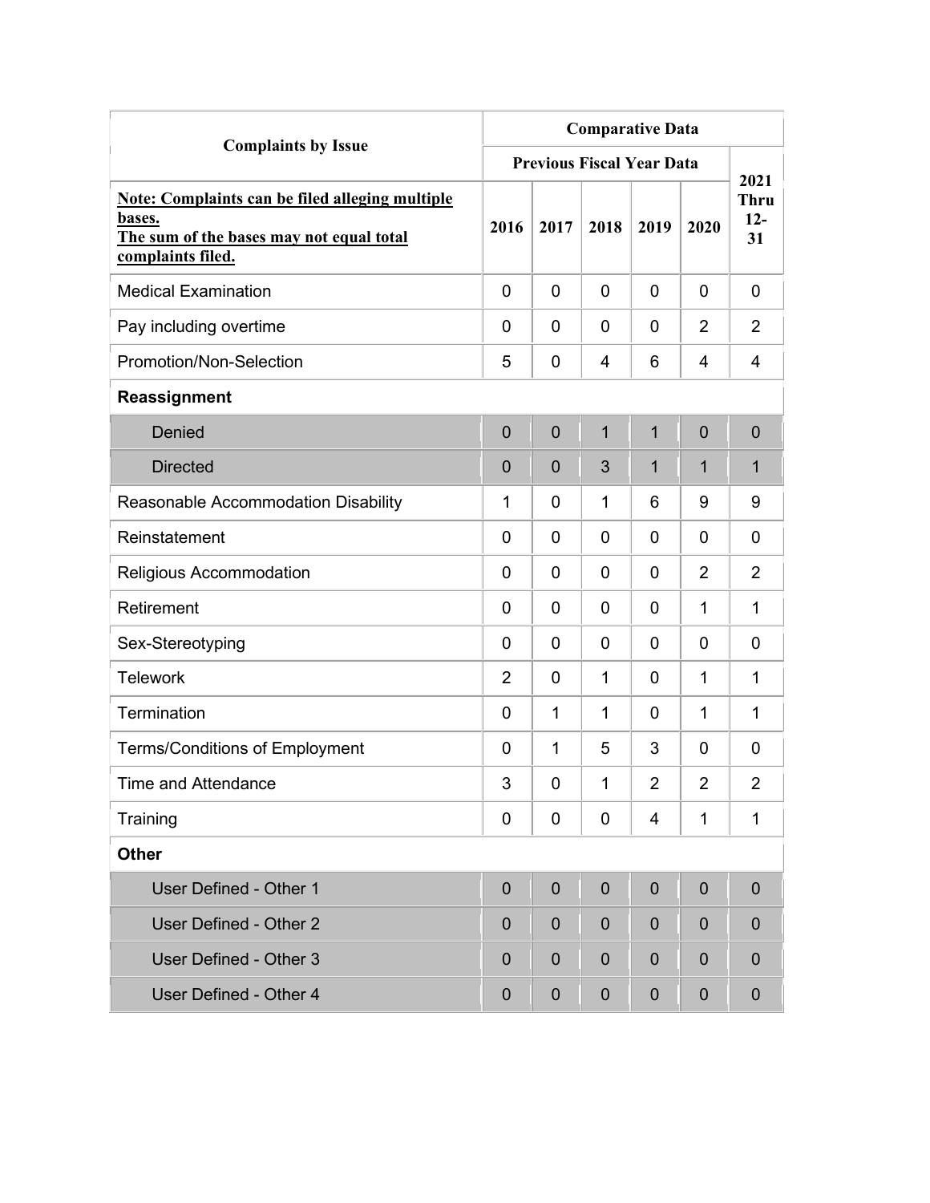| Complaints by Issue | Comparative Data | | | | | |
|---|---|---|---|---|---|---|
| | Previous Fiscal Year Data | | | | | 2021 Thru 12-31 |
| **Note: Complaints can be filed alleging multiple bases. The sum of the bases may not equal total complaints filed.** | 2016 | 2017 | 2018 | 2019 | 2020 | |
| Medical Examination | 0 | 0 | 0 | 0 | 0 | 0 |
| Pay including overtime | 0 | 0 | 0 | 0 | 2 | 2 |
| Promotion/Non-Selection | 5 | 0 | 4 | 6 | 4 | 4 |
| **Reassignment** | | | | | | |
| Denied | 0 | 0 | 1 | 1 | 0 | 0 |
| Directed | 0 | 0 | 3 | 1 | 1 | 1 |
| Reasonable Accommodation Disability | 1 | 0 | 1 | 6 | 9 | 9 |
| Reinstatement | 0 | 0 | 0 | 0 | 0 | 0 |
| Religious Accommodation | 0 | 0 | 0 | 0 | 2 | 2 |
| Retirement | 0 | 0 | 0 | 0 | 1 | 1 |
| Sex-Stereotyping | 0 | 0 | 0 | 0 | 0 | 0 |
| Telework | 2 | 0 | 1 | 0 | 1 | 1 |
| Termination | 0 | 1 | 1 | 0 | 1 | 1 |
| Terms/Conditions of Employment | 0 | 1 | 5 | 3 | 0 | 0 |
| Time and Attendance | 3 | 0 | 1 | 2 | 2 | 2 |
| Training | 0 | 0 | 0 | 4 | 1 | 1 |
| **Other** | | | | | | |
| User Defined - Other 1 | 0 | 0 | 0 | 0 | 0 | 0 |
| User Defined - Other 2 | 0 | 0 | 0 | 0 | 0 | 0 |
| User Defined - Other 3 | 0 | 0 | 0 | 0 | 0 | 0 |
| User Defined - Other 4 | 0 | 0 | 0 | 0 | 0 | 0 |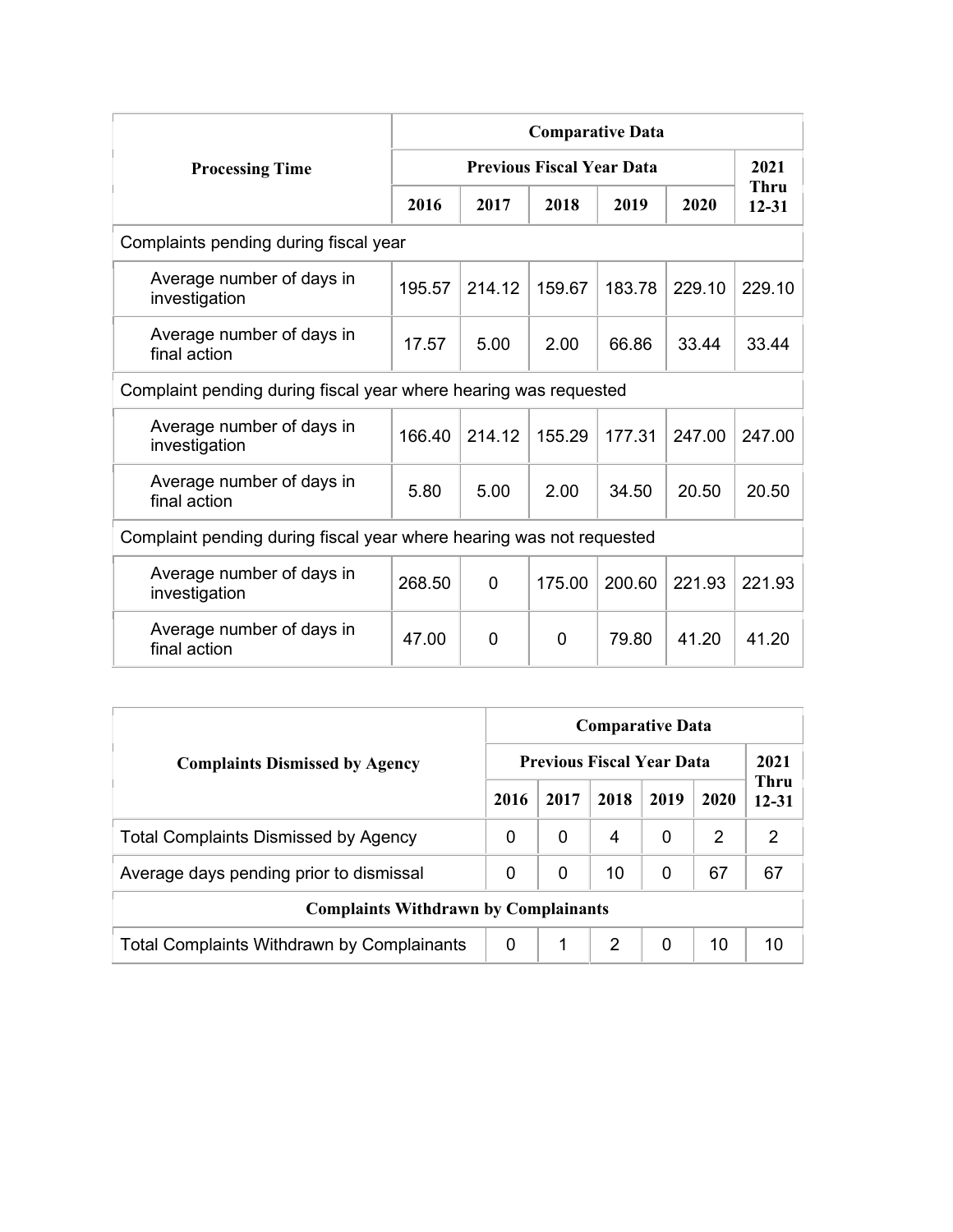| Processing Time | Comparative Data | | | | | |
|---|---|---|---|---|---|---|
| | Previous Fiscal Year Data | | | | | 2021 Thru 12-31 |
| | 2016 | 2017 | 2018 | 2019 | 2020 | |
| Complaints pending during fiscal year | | | | | | |
| Average number of days in investigation | 195.57 | 214.12 | 159.67 | 183.78 | 229.10 | 229.10 |
| Average number of days in final action | 17.57 | 5.00 | 2.00 | 66.86 | 33.44 | 33.44 |
| Complaint pending during fiscal year where hearing was requested | | | | | | |
| Average number of days in investigation | 166.40 | 214.12 | 155.29 | 177.31 | 247.00 | 247.00 |
| Average number of days in final action | 5.80 | 5.00 | 2.00 | 34.50 | 20.50 | 20.50 |
| Complaint pending during fiscal year where hearing was not requested | | | | | | |
| Average number of days in investigation | 268.50 | 0 | 175.00 | 200.60 | 221.93 | 221.93 |
| Average number of days in final action | 47.00 | 0 | 0 | 79.80 | 41.20 | 41.20 |

| Complaints Dismissed by Agency | Comparative Data | | | | | |
|---|---|---|---|---|---|---|
| | Previous Fiscal Year Data | | | | | 2021 Thru 12-31 |
| | 2016 | 2017 | 2018 | 2019 | 2020 | |
| Total Complaints Dismissed by Agency | 0 | 0 | 4 | 0 | 2 | 2 |
| Average days pending prior to dismissal | 0 | 0 | 10 | 0 | 67 | 67 |
| **Complaints Withdrawn by Complainants** | | | | | | |
| Total Complaints Withdrawn by Complainants | 0 | 1 | 2 | 0 | 10 | 10 |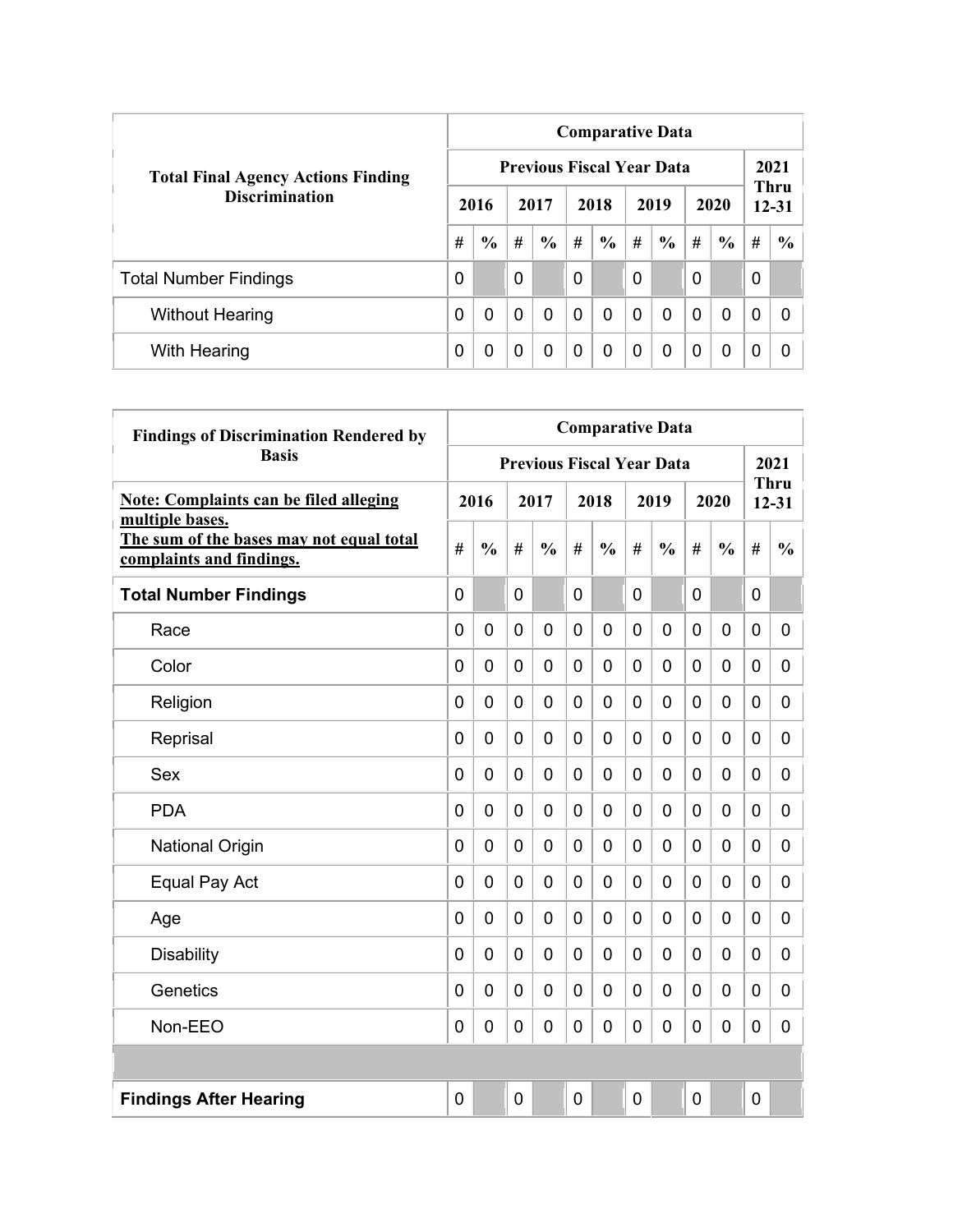| Total Final Agency Actions Finding Discrimination | Comparative Data | | | | | | | | | | | |
|---|---|---|---|---|---|---|---|---|---|---|---|---|
| | Previous Fiscal Year Data | | | | | | | | | | 2021 Thru 12-31 | |
| | 2016 | | 2017 | | 2018 | | 2019 | | 2020 | | | |
| | # | % | # | % | # | % | # | % | # | % | # | % |
| Total Number Findings | 0 | | 0 | | 0 | | 0 | | 0 | | 0 | |
| Without Hearing | 0 | 0 | 0 | 0 | 0 | 0 | 0 | 0 | 0 | 0 | 0 | 0 |
| With Hearing | 0 | 0 | 0 | 0 | 0 | 0 | 0 | 0 | 0 | 0 | 0 | 0 |

| Findings of Discrimination Rendered by Basis | Comparative Data | | | | | | | | | | | |
|---|---|---|---|---|---|---|---|---|---|---|---|---|
| | Previous Fiscal Year Data | | | | | | | | | | 2021 Thru 12-31 | |
| **Note: Complaints can be filed alleging multiple bases. The sum of the bases may not equal total complaints and findings.** | 2016 | | 2017 | | 2018 | | 2019 | | 2020 | | | |
| | # | % | # | % | # | % | # | % | # | % | # | % |
| **Total Number Findings** | 0 | | 0 | | 0 | | 0 | | 0 | | 0 | |
| Race | 0 | 0 | 0 | 0 | 0 | 0 | 0 | 0 | 0 | 0 | 0 | 0 |
| Color | 0 | 0 | 0 | 0 | 0 | 0 | 0 | 0 | 0 | 0 | 0 | 0 |
| Religion | 0 | 0 | 0 | 0 | 0 | 0 | 0 | 0 | 0 | 0 | 0 | 0 |
| Reprisal | 0 | 0 | 0 | 0 | 0 | 0 | 0 | 0 | 0 | 0 | 0 | 0 |
| Sex | 0 | 0 | 0 | 0 | 0 | 0 | 0 | 0 | 0 | 0 | 0 | 0 |
| PDA | 0 | 0 | 0 | 0 | 0 | 0 | 0 | 0 | 0 | 0 | 0 | 0 |
| National Origin | 0 | 0 | 0 | 0 | 0 | 0 | 0 | 0 | 0 | 0 | 0 | 0 |
| Equal Pay Act | 0 | 0 | 0 | 0 | 0 | 0 | 0 | 0 | 0 | 0 | 0 | 0 |
| Age | 0 | 0 | 0 | 0 | 0 | 0 | 0 | 0 | 0 | 0 | 0 | 0 |
| Disability | 0 | 0 | 0 | 0 | 0 | 0 | 0 | 0 | 0 | 0 | 0 | 0 |
| Genetics | 0 | 0 | 0 | 0 | 0 | 0 | 0 | 0 | 0 | 0 | 0 | 0 |
| Non-EEO | 0 | 0 | 0 | 0 | 0 | 0 | 0 | 0 | 0 | 0 | 0 | 0 |
| | | | | | | | | | | | | |
| **Findings After Hearing** | 0 | | 0 | | 0 | | 0 | | 0 | | 0 | |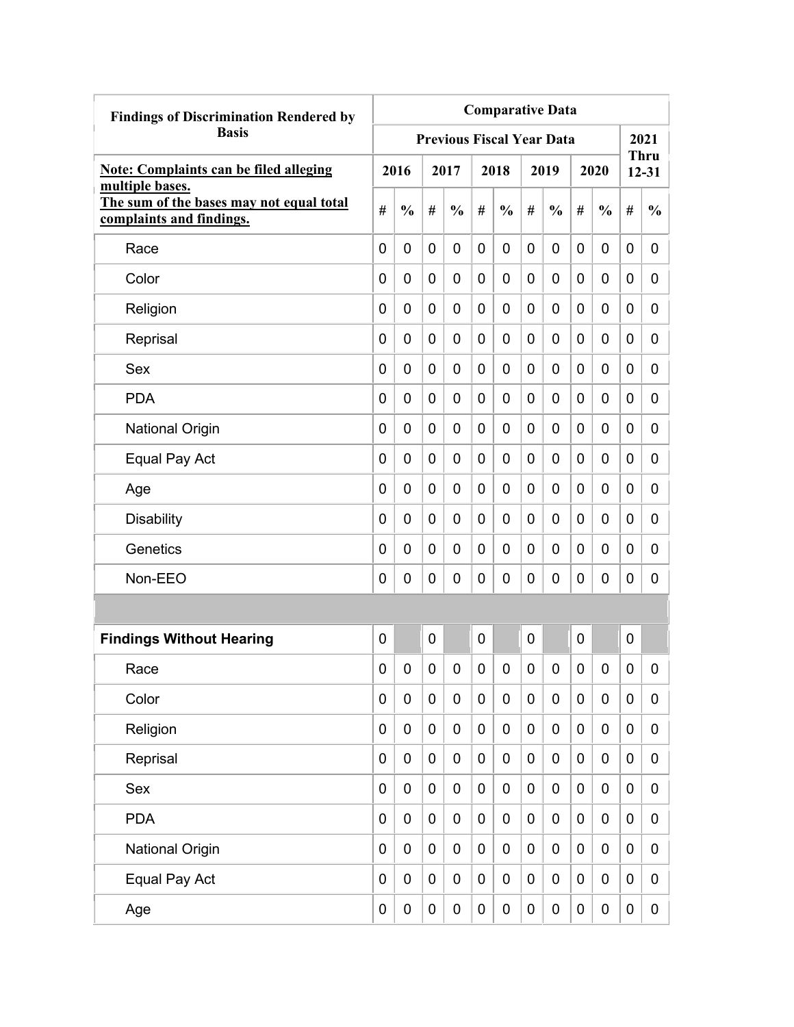| Findings of Discrimination Rendered by Basis | Comparative Data | | | | | | | | | | | |
|---|---|---|---|---|---|---|---|---|---|---|---|---|
| | Previous Fiscal Year Data | | | | | | | | | | 2021 Thru 12-31 | |
| **Note: Complaints can be filed alleging multiple bases.** **The sum of the bases may not equal total complaints and findings.** | 2016 | | 2017 | | 2018 | | 2019 | | 2020 | | | |
| | # | % | # | % | # | % | # | % | # | % | # | % |
| Race | 0 | 0 | 0 | 0 | 0 | 0 | 0 | 0 | 0 | 0 | 0 | 0 |
| Color | 0 | 0 | 0 | 0 | 0 | 0 | 0 | 0 | 0 | 0 | 0 | 0 |
| Religion | 0 | 0 | 0 | 0 | 0 | 0 | 0 | 0 | 0 | 0 | 0 | 0 |
| Reprisal | 0 | 0 | 0 | 0 | 0 | 0 | 0 | 0 | 0 | 0 | 0 | 0 |
| Sex | 0 | 0 | 0 | 0 | 0 | 0 | 0 | 0 | 0 | 0 | 0 | 0 |
| PDA | 0 | 0 | 0 | 0 | 0 | 0 | 0 | 0 | 0 | 0 | 0 | 0 |
| National Origin | 0 | 0 | 0 | 0 | 0 | 0 | 0 | 0 | 0 | 0 | 0 | 0 |
| Equal Pay Act | 0 | 0 | 0 | 0 | 0 | 0 | 0 | 0 | 0 | 0 | 0 | 0 |
| Age | 0 | 0 | 0 | 0 | 0 | 0 | 0 | 0 | 0 | 0 | 0 | 0 |
| Disability | 0 | 0 | 0 | 0 | 0 | 0 | 0 | 0 | 0 | 0 | 0 | 0 |
| Genetics | 0 | 0 | 0 | 0 | 0 | 0 | 0 | 0 | 0 | 0 | 0 | 0 |
| Non-EEO | 0 | 0 | 0 | 0 | 0 | 0 | 0 | 0 | 0 | 0 | 0 | 0 |
| | | | | | | | | | | | | |
| **Findings Without Hearing** | 0 | | 0 | | 0 | | 0 | | 0 | | 0 | |
| Race | 0 | 0 | 0 | 0 | 0 | 0 | 0 | 0 | 0 | 0 | 0 | 0 |
| Color | 0 | 0 | 0 | 0 | 0 | 0 | 0 | 0 | 0 | 0 | 0 | 0 |
| Religion | 0 | 0 | 0 | 0 | 0 | 0 | 0 | 0 | 0 | 0 | 0 | 0 |
| Reprisal | 0 | 0 | 0 | 0 | 0 | 0 | 0 | 0 | 0 | 0 | 0 | 0 |
| Sex | 0 | 0 | 0 | 0 | 0 | 0 | 0 | 0 | 0 | 0 | 0 | 0 |
| PDA | 0 | 0 | 0 | 0 | 0 | 0 | 0 | 0 | 0 | 0 | 0 | 0 |
| National Origin | 0 | 0 | 0 | 0 | 0 | 0 | 0 | 0 | 0 | 0 | 0 | 0 |
| Equal Pay Act | 0 | 0 | 0 | 0 | 0 | 0 | 0 | 0 | 0 | 0 | 0 | 0 |
| Age | 0 | 0 | 0 | 0 | 0 | 0 | 0 | 0 | 0 | 0 | 0 | 0 |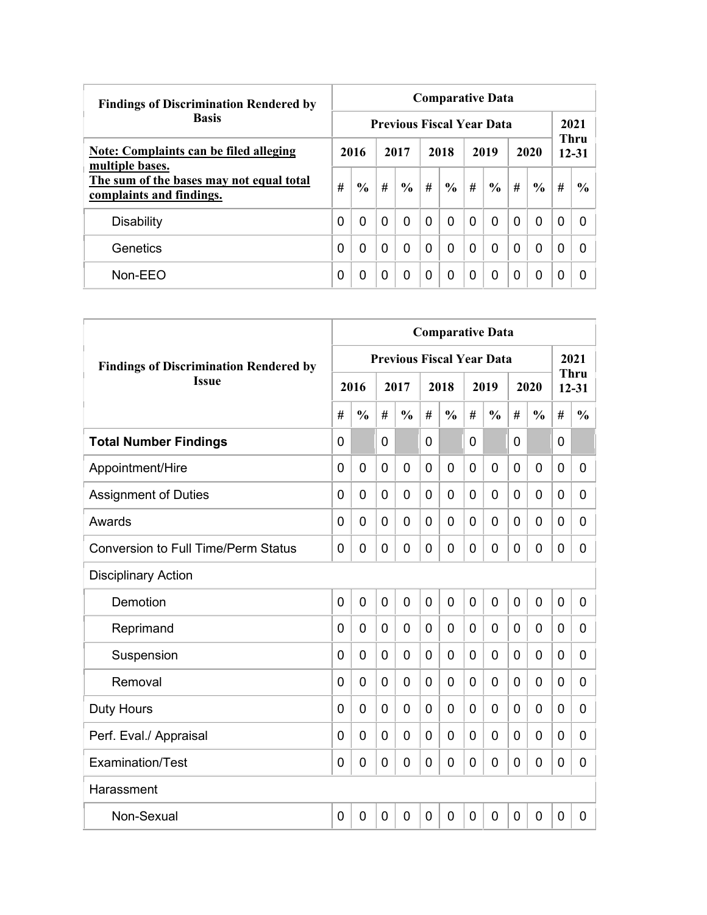| Findings of Discrimination Rendered by Basis | Comparative Data | | | | | | | | | | | |
|---|---|---|---|---|---|---|---|---|---|---|---|---|
| | Previous Fiscal Year Data | | | | | | | | | | 2021 Thru 12-31 | |
| **Note: Complaints can be filed alleging multiple bases. The sum of the bases may not equal total complaints and findings.** | 2016 | | 2017 | | 2018 | | 2019 | | 2020 | | | |
| | # | % | # | % | # | % | # | % | # | % | # | % |
| Disability | 0 | 0 | 0 | 0 | 0 | 0 | 0 | 0 | 0 | 0 | 0 | 0 |
| Genetics | 0 | 0 | 0 | 0 | 0 | 0 | 0 | 0 | 0 | 0 | 0 | 0 |
| Non-EEO | 0 | 0 | 0 | 0 | 0 | 0 | 0 | 0 | 0 | 0 | 0 | 0 |

| Findings of Discrimination Rendered by Issue | Comparative Data | | | | | | | | | | | |
|---|---|---|---|---|---|---|---|---|---|---|---|---|
| | Previous Fiscal Year Data | | | | | | | | | | 2021 Thru 12-31 | |
| | 2016 | | 2017 | | 2018 | | 2019 | | 2020 | | | |
| | # | % | # | % | # | % | # | % | # | % | # | % |
| **Total Number Findings** | 0 | | 0 | | 0 | | 0 | | 0 | | 0 | |
| Appointment/Hire | 0 | 0 | 0 | 0 | 0 | 0 | 0 | 0 | 0 | 0 | 0 | 0 |
| Assignment of Duties | 0 | 0 | 0 | 0 | 0 | 0 | 0 | 0 | 0 | 0 | 0 | 0 |
| Awards | 0 | 0 | 0 | 0 | 0 | 0 | 0 | 0 | 0 | 0 | 0 | 0 |
| Conversion to Full Time/Perm Status | 0 | 0 | 0 | 0 | 0 | 0 | 0 | 0 | 0 | 0 | 0 | 0 |
| Disciplinary Action | | | | | | | | | | | | |
| Demotion | 0 | 0 | 0 | 0 | 0 | 0 | 0 | 0 | 0 | 0 | 0 | 0 |
| Reprimand | 0 | 0 | 0 | 0 | 0 | 0 | 0 | 0 | 0 | 0 | 0 | 0 |
| Suspension | 0 | 0 | 0 | 0 | 0 | 0 | 0 | 0 | 0 | 0 | 0 | 0 |
| Removal | 0 | 0 | 0 | 0 | 0 | 0 | 0 | 0 | 0 | 0 | 0 | 0 |
| Duty Hours | 0 | 0 | 0 | 0 | 0 | 0 | 0 | 0 | 0 | 0 | 0 | 0 |
| Perf. Eval./ Appraisal | 0 | 0 | 0 | 0 | 0 | 0 | 0 | 0 | 0 | 0 | 0 | 0 |
| Examination/Test | 0 | 0 | 0 | 0 | 0 | 0 | 0 | 0 | 0 | 0 | 0 | 0 |
| Harassment | | | | | | | | | | | | |
| Non-Sexual | 0 | 0 | 0 | 0 | 0 | 0 | 0 | 0 | 0 | 0 | 0 | 0 |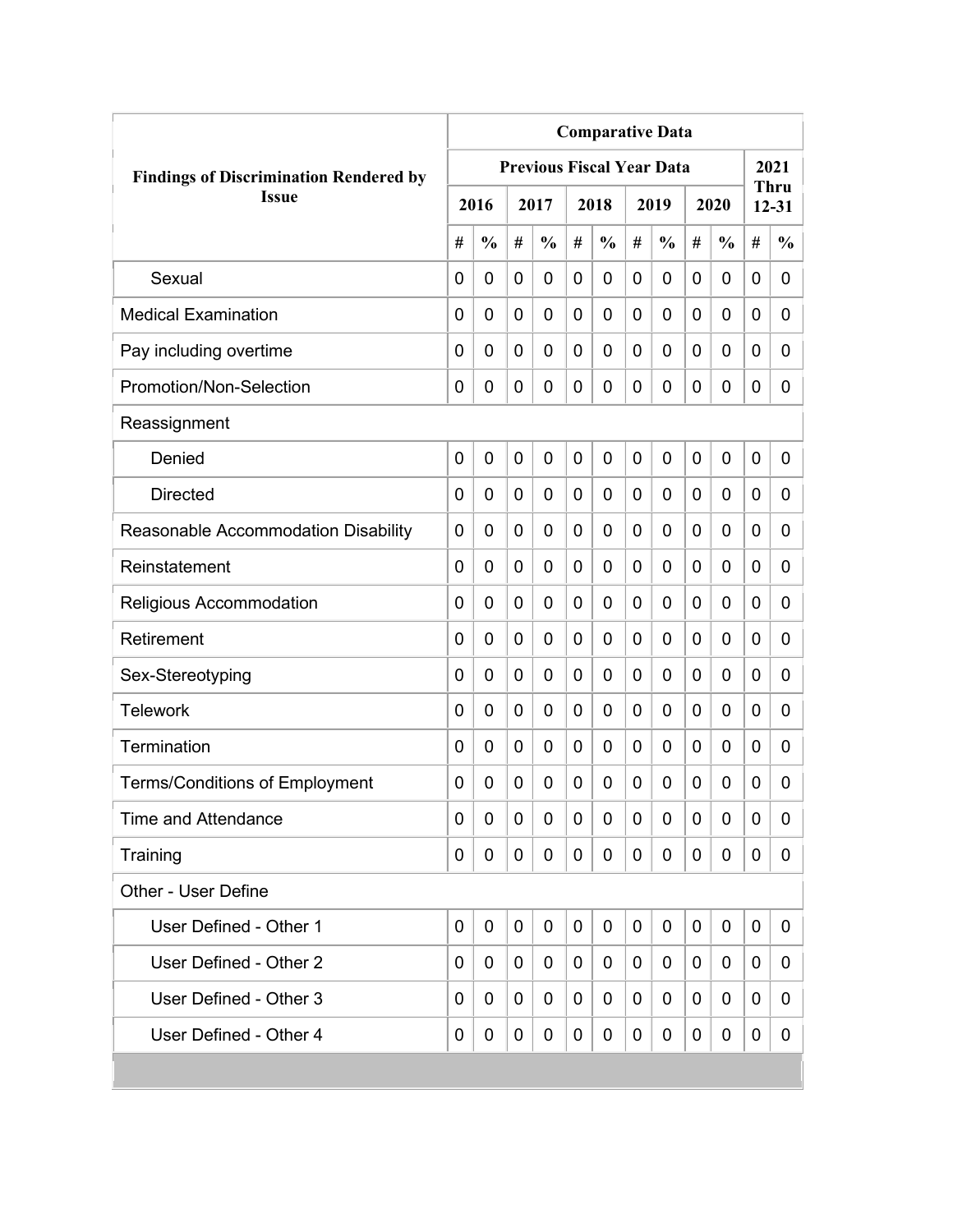| Findings of Discrimination Rendered by Issue | Comparative Data | | | | | | | | | | | |
|---|---|---|---|---|---|---|---|---|---|---|---|---|
| | Previous Fiscal Year Data | | | | | | | | | | 2021 Thru 12-31 | |
| | 2016 | | 2017 | | 2018 | | 2019 | | 2020 | | | |
| | # | % | # | % | # | % | # | % | # | % | # | % |
| Sexual | 0 | 0 | 0 | 0 | 0 | 0 | 0 | 0 | 0 | 0 | 0 | 0 |
| Medical Examination | 0 | 0 | 0 | 0 | 0 | 0 | 0 | 0 | 0 | 0 | 0 | 0 |
| Pay including overtime | 0 | 0 | 0 | 0 | 0 | 0 | 0 | 0 | 0 | 0 | 0 | 0 |
| Promotion/Non-Selection | 0 | 0 | 0 | 0 | 0 | 0 | 0 | 0 | 0 | 0 | 0 | 0 |
| Reassignment | | | | | | | | | | | | |
| Denied | 0 | 0 | 0 | 0 | 0 | 0 | 0 | 0 | 0 | 0 | 0 | 0 |
| Directed | 0 | 0 | 0 | 0 | 0 | 0 | 0 | 0 | 0 | 0 | 0 | 0 |
| Reasonable Accommodation Disability | 0 | 0 | 0 | 0 | 0 | 0 | 0 | 0 | 0 | 0 | 0 | 0 |
| Reinstatement | 0 | 0 | 0 | 0 | 0 | 0 | 0 | 0 | 0 | 0 | 0 | 0 |
| Religious Accommodation | 0 | 0 | 0 | 0 | 0 | 0 | 0 | 0 | 0 | 0 | 0 | 0 |
| Retirement | 0 | 0 | 0 | 0 | 0 | 0 | 0 | 0 | 0 | 0 | 0 | 0 |
| Sex-Stereotyping | 0 | 0 | 0 | 0 | 0 | 0 | 0 | 0 | 0 | 0 | 0 | 0 |
| Telework | 0 | 0 | 0 | 0 | 0 | 0 | 0 | 0 | 0 | 0 | 0 | 0 |
| Termination | 0 | 0 | 0 | 0 | 0 | 0 | 0 | 0 | 0 | 0 | 0 | 0 |
| Terms/Conditions of Employment | 0 | 0 | 0 | 0 | 0 | 0 | 0 | 0 | 0 | 0 | 0 | 0 |
| Time and Attendance | 0 | 0 | 0 | 0 | 0 | 0 | 0 | 0 | 0 | 0 | 0 | 0 |
| Training | 0 | 0 | 0 | 0 | 0 | 0 | 0 | 0 | 0 | 0 | 0 | 0 |
| Other - User Define | | | | | | | | | | | | |
| User Defined - Other 1 | 0 | 0 | 0 | 0 | 0 | 0 | 0 | 0 | 0 | 0 | 0 | 0 |
| User Defined - Other 2 | 0 | 0 | 0 | 0 | 0 | 0 | 0 | 0 | 0 | 0 | 0 | 0 |
| User Defined - Other 3 | 0 | 0 | 0 | 0 | 0 | 0 | 0 | 0 | 0 | 0 | 0 | 0 |
| User Defined - Other 4 | 0 | 0 | 0 | 0 | 0 | 0 | 0 | 0 | 0 | 0 | 0 | 0 |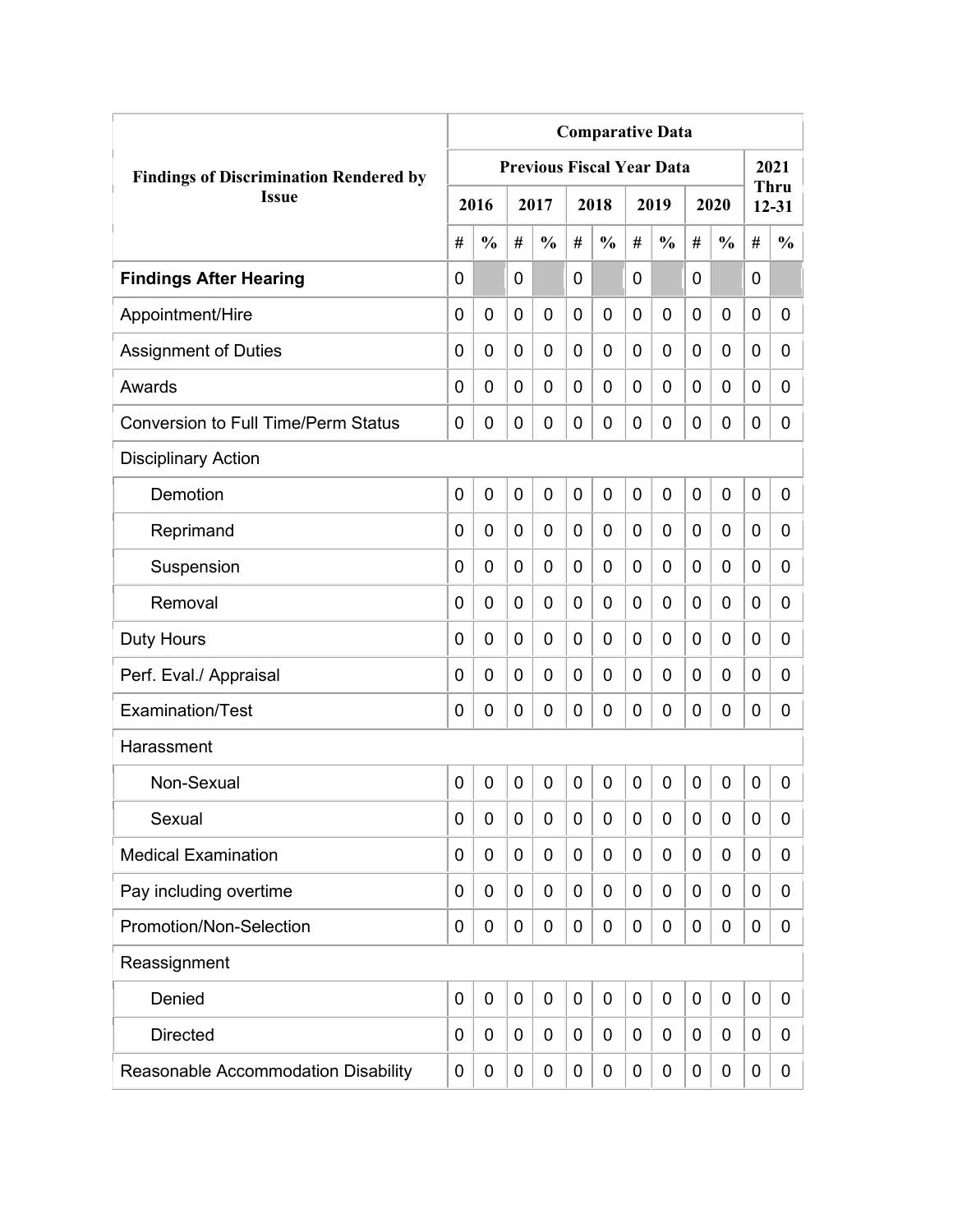| Findings of Discrimination Rendered by Issue | Comparative Data | | | | | | | | | | | |
|---|---|---|---|---|---|---|---|---|---|---|---|---|
| | Previous Fiscal Year Data | | | | | | | | | | 2021 Thru 12-31 | |
| | 2016 | | 2017 | | 2018 | | 2019 | | 2020 | | | |
| | # | % | # | % | # | % | # | % | # | % | # | % |
| **Findings After Hearing** | 0 | | 0 | | 0 | | 0 | | 0 | | 0 | |
| Appointment/Hire | 0 | 0 | 0 | 0 | 0 | 0 | 0 | 0 | 0 | 0 | 0 | 0 |
| Assignment of Duties | 0 | 0 | 0 | 0 | 0 | 0 | 0 | 0 | 0 | 0 | 0 | 0 |
| Awards | 0 | 0 | 0 | 0 | 0 | 0 | 0 | 0 | 0 | 0 | 0 | 0 |
| Conversion to Full Time/Perm Status | 0 | 0 | 0 | 0 | 0 | 0 | 0 | 0 | 0 | 0 | 0 | 0 |
| Disciplinary Action | | | | | | | | | | | | |
| Demotion | 0 | 0 | 0 | 0 | 0 | 0 | 0 | 0 | 0 | 0 | 0 | 0 |
| Reprimand | 0 | 0 | 0 | 0 | 0 | 0 | 0 | 0 | 0 | 0 | 0 | 0 |
| Suspension | 0 | 0 | 0 | 0 | 0 | 0 | 0 | 0 | 0 | 0 | 0 | 0 |
| Removal | 0 | 0 | 0 | 0 | 0 | 0 | 0 | 0 | 0 | 0 | 0 | 0 |
| Duty Hours | 0 | 0 | 0 | 0 | 0 | 0 | 0 | 0 | 0 | 0 | 0 | 0 |
| Perf. Eval./ Appraisal | 0 | 0 | 0 | 0 | 0 | 0 | 0 | 0 | 0 | 0 | 0 | 0 |
| Examination/Test | 0 | 0 | 0 | 0 | 0 | 0 | 0 | 0 | 0 | 0 | 0 | 0 |
| Harassment | | | | | | | | | | | | |
| Non-Sexual | 0 | 0 | 0 | 0 | 0 | 0 | 0 | 0 | 0 | 0 | 0 | 0 |
| Sexual | 0 | 0 | 0 | 0 | 0 | 0 | 0 | 0 | 0 | 0 | 0 | 0 |
| Medical Examination | 0 | 0 | 0 | 0 | 0 | 0 | 0 | 0 | 0 | 0 | 0 | 0 |
| Pay including overtime | 0 | 0 | 0 | 0 | 0 | 0 | 0 | 0 | 0 | 0 | 0 | 0 |
| Promotion/Non-Selection | 0 | 0 | 0 | 0 | 0 | 0 | 0 | 0 | 0 | 0 | 0 | 0 |
| Reassignment | | | | | | | | | | | | |
| Denied | 0 | 0 | 0 | 0 | 0 | 0 | 0 | 0 | 0 | 0 | 0 | 0 |
| Directed | 0 | 0 | 0 | 0 | 0 | 0 | 0 | 0 | 0 | 0 | 0 | 0 |
| Reasonable Accommodation Disability | 0 | 0 | 0 | 0 | 0 | 0 | 0 | 0 | 0 | 0 | 0 | 0 |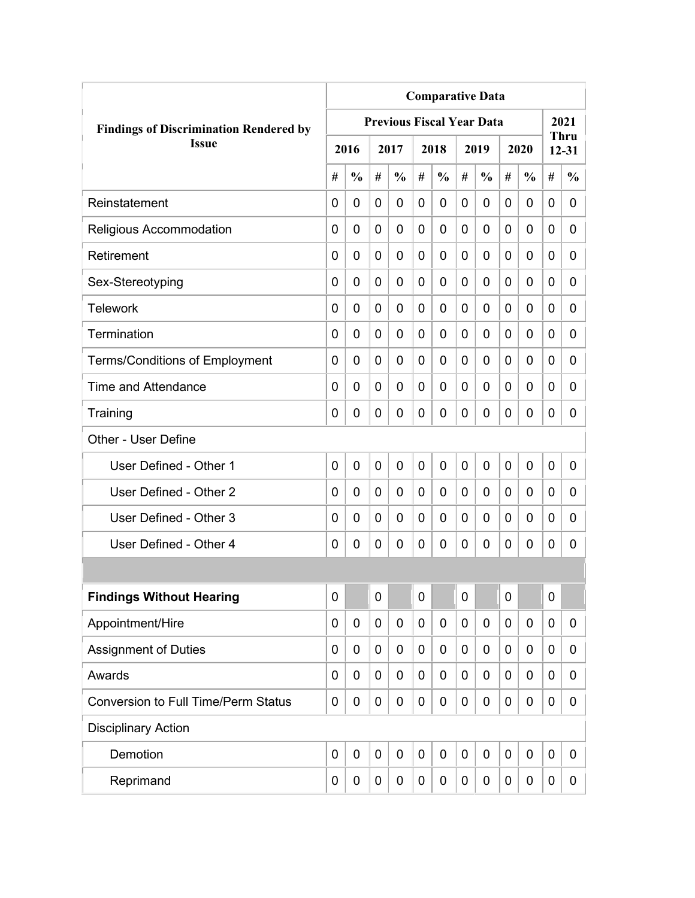| Findings of Discrimination Rendered by Issue | Comparative Data | | | | | | | | | | | |
|---|---|---|---|---|---|---|---|---|---|---|---|---|
| | Previous Fiscal Year Data | | | | | | | | | | 2021 Thru 12-31 | |
| | 2016 | | 2017 | | 2018 | | 2019 | | 2020 | | | |
| | # | % | # | % | # | % | # | % | # | % | # | % |
| Reinstatement | 0 | 0 | 0 | 0 | 0 | 0 | 0 | 0 | 0 | 0 | 0 | 0 |
| Religious Accommodation | 0 | 0 | 0 | 0 | 0 | 0 | 0 | 0 | 0 | 0 | 0 | 0 |
| Retirement | 0 | 0 | 0 | 0 | 0 | 0 | 0 | 0 | 0 | 0 | 0 | 0 |
| Sex-Stereotyping | 0 | 0 | 0 | 0 | 0 | 0 | 0 | 0 | 0 | 0 | 0 | 0 |
| Telework | 0 | 0 | 0 | 0 | 0 | 0 | 0 | 0 | 0 | 0 | 0 | 0 |
| Termination | 0 | 0 | 0 | 0 | 0 | 0 | 0 | 0 | 0 | 0 | 0 | 0 |
| Terms/Conditions of Employment | 0 | 0 | 0 | 0 | 0 | 0 | 0 | 0 | 0 | 0 | 0 | 0 |
| Time and Attendance | 0 | 0 | 0 | 0 | 0 | 0 | 0 | 0 | 0 | 0 | 0 | 0 |
| Training | 0 | 0 | 0 | 0 | 0 | 0 | 0 | 0 | 0 | 0 | 0 | 0 |
| Other - User Define | | | | | | | | | | | | |
| User Defined - Other 1 | 0 | 0 | 0 | 0 | 0 | 0 | 0 | 0 | 0 | 0 | 0 | 0 |
| User Defined - Other 2 | 0 | 0 | 0 | 0 | 0 | 0 | 0 | 0 | 0 | 0 | 0 | 0 |
| User Defined - Other 3 | 0 | 0 | 0 | 0 | 0 | 0 | 0 | 0 | 0 | 0 | 0 | 0 |
| User Defined - Other 4 | 0 | 0 | 0 | 0 | 0 | 0 | 0 | 0 | 0 | 0 | 0 | 0 |
| | | | | | | | | | | | | |
| **Findings Without Hearing** | 0 | | 0 | | 0 | | 0 | | 0 | | 0 | |
| Appointment/Hire | 0 | 0 | 0 | 0 | 0 | 0 | 0 | 0 | 0 | 0 | 0 | 0 |
| Assignment of Duties | 0 | 0 | 0 | 0 | 0 | 0 | 0 | 0 | 0 | 0 | 0 | 0 |
| Awards | 0 | 0 | 0 | 0 | 0 | 0 | 0 | 0 | 0 | 0 | 0 | 0 |
| Conversion to Full Time/Perm Status | 0 | 0 | 0 | 0 | 0 | 0 | 0 | 0 | 0 | 0 | 0 | 0 |
| Disciplinary Action | | | | | | | | | | | | |
| Demotion | 0 | 0 | 0 | 0 | 0 | 0 | 0 | 0 | 0 | 0 | 0 | 0 |
| Reprimand | 0 | 0 | 0 | 0 | 0 | 0 | 0 | 0 | 0 | 0 | 0 | 0 |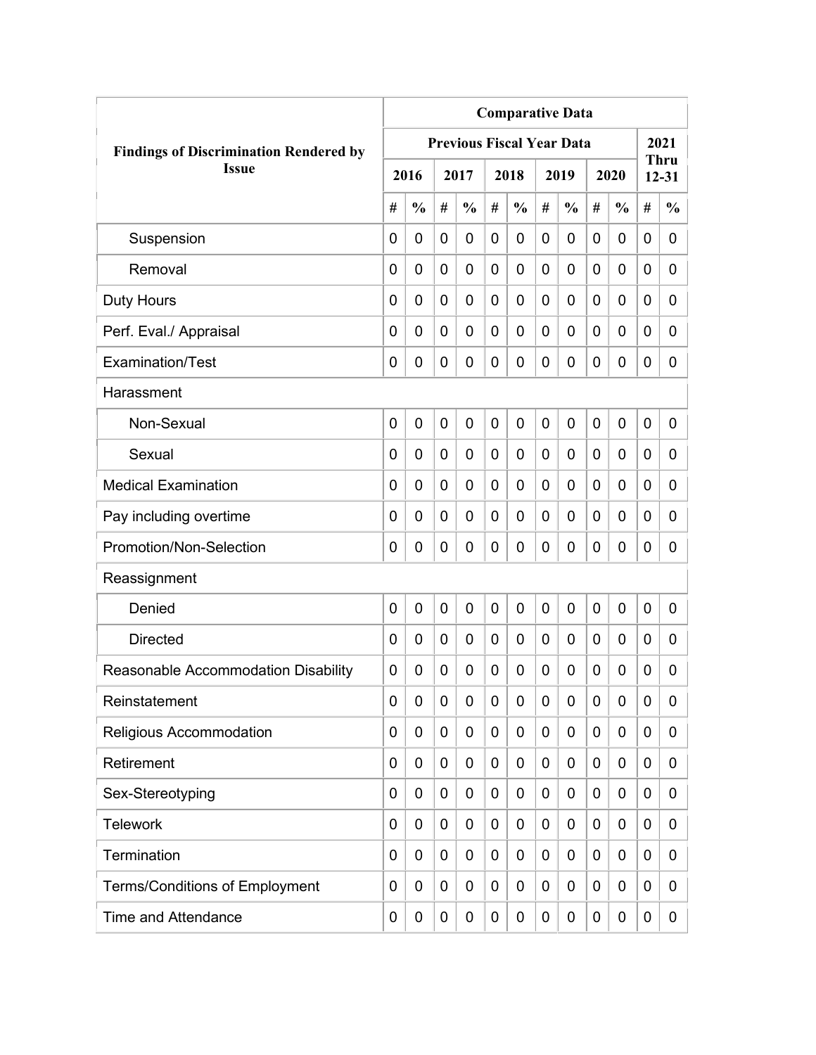| Findings of Discrimination Rendered by Issue | Comparative Data | | | | | | | | | | | |
|---|---|---|---|---|---|---|---|---|---|---|---|---|
| | Previous Fiscal Year Data | | | | | | | | | | 2021 Thru 12-31 | |
| | 2016 | | 2017 | | 2018 | | 2019 | | 2020 | | | |
| | # | % | # | % | # | % | # | % | # | % | # | % |
| Suspension | 0 | 0 | 0 | 0 | 0 | 0 | 0 | 0 | 0 | 0 | 0 | 0 |
| Removal | 0 | 0 | 0 | 0 | 0 | 0 | 0 | 0 | 0 | 0 | 0 | 0 |
| Duty Hours | 0 | 0 | 0 | 0 | 0 | 0 | 0 | 0 | 0 | 0 | 0 | 0 |
| Perf. Eval./ Appraisal | 0 | 0 | 0 | 0 | 0 | 0 | 0 | 0 | 0 | 0 | 0 | 0 |
| Examination/Test | 0 | 0 | 0 | 0 | 0 | 0 | 0 | 0 | 0 | 0 | 0 | 0 |
| Harassment | | | | | | | | | | | | |
| Non-Sexual | 0 | 0 | 0 | 0 | 0 | 0 | 0 | 0 | 0 | 0 | 0 | 0 |
| Sexual | 0 | 0 | 0 | 0 | 0 | 0 | 0 | 0 | 0 | 0 | 0 | 0 |
| Medical Examination | 0 | 0 | 0 | 0 | 0 | 0 | 0 | 0 | 0 | 0 | 0 | 0 |
| Pay including overtime | 0 | 0 | 0 | 0 | 0 | 0 | 0 | 0 | 0 | 0 | 0 | 0 |
| Promotion/Non-Selection | 0 | 0 | 0 | 0 | 0 | 0 | 0 | 0 | 0 | 0 | 0 | 0 |
| Reassignment | | | | | | | | | | | | |
| Denied | 0 | 0 | 0 | 0 | 0 | 0 | 0 | 0 | 0 | 0 | 0 | 0 |
| Directed | 0 | 0 | 0 | 0 | 0 | 0 | 0 | 0 | 0 | 0 | 0 | 0 |
| Reasonable Accommodation Disability | 0 | 0 | 0 | 0 | 0 | 0 | 0 | 0 | 0 | 0 | 0 | 0 |
| Reinstatement | 0 | 0 | 0 | 0 | 0 | 0 | 0 | 0 | 0 | 0 | 0 | 0 |
| Religious Accommodation | 0 | 0 | 0 | 0 | 0 | 0 | 0 | 0 | 0 | 0 | 0 | 0 |
| Retirement | 0 | 0 | 0 | 0 | 0 | 0 | 0 | 0 | 0 | 0 | 0 | 0 |
| Sex-Stereotyping | 0 | 0 | 0 | 0 | 0 | 0 | 0 | 0 | 0 | 0 | 0 | 0 |
| Telework | 0 | 0 | 0 | 0 | 0 | 0 | 0 | 0 | 0 | 0 | 0 | 0 |
| Termination | 0 | 0 | 0 | 0 | 0 | 0 | 0 | 0 | 0 | 0 | 0 | 0 |
| Terms/Conditions of Employment | 0 | 0 | 0 | 0 | 0 | 0 | 0 | 0 | 0 | 0 | 0 | 0 |
| Time and Attendance | 0 | 0 | 0 | 0 | 0 | 0 | 0 | 0 | 0 | 0 | 0 | 0 |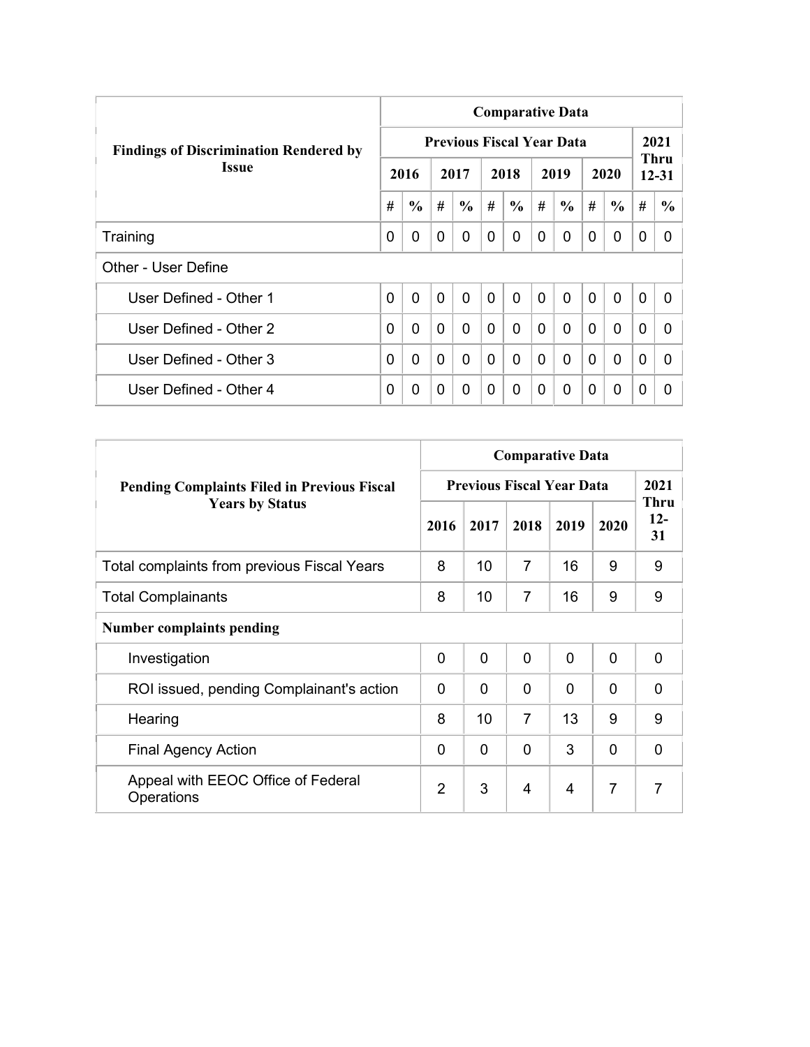| Findings of Discrimination Rendered by Issue | Comparative Data | | | | | | | | | | | |
|---|---|---|---|---|---|---|---|---|---|---|---|---|
| | Previous Fiscal Year Data | | | | | | | | | | 2021 Thru 12-31 | |
| | 2016 | | 2017 | | 2018 | | 2019 | | 2020 | | | |
| | # | % | # | % | # | % | # | % | # | % | # | % |
| Training | 0 | 0 | 0 | 0 | 0 | 0 | 0 | 0 | 0 | 0 | 0 | 0 |
| Other - User Define | | | | | | | | | | | | |
| User Defined - Other 1 | 0 | 0 | 0 | 0 | 0 | 0 | 0 | 0 | 0 | 0 | 0 | 0 |
| User Defined - Other 2 | 0 | 0 | 0 | 0 | 0 | 0 | 0 | 0 | 0 | 0 | 0 | 0 |
| User Defined - Other 3 | 0 | 0 | 0 | 0 | 0 | 0 | 0 | 0 | 0 | 0 | 0 | 0 |
| User Defined - Other 4 | 0 | 0 | 0 | 0 | 0 | 0 | 0 | 0 | 0 | 0 | 0 | 0 |

| Pending Complaints Filed in Previous Fiscal Years by Status | Comparative Data | | | | | |
|---|---|---|---|---|---|---|
| | Previous Fiscal Year Data | | | | | 2021 Thru 12-31 |
| | 2016 | 2017 | 2018 | 2019 | 2020 | |
| Total complaints from previous Fiscal Years | 8 | 10 | 7 | 16 | 9 | 9 |
| Total Complainants | 8 | 10 | 7 | 16 | 9 | 9 |
| **Number complaints pending** | | | | | | |
| Investigation | 0 | 0 | 0 | 0 | 0 | 0 |
| ROI issued, pending Complainant's action | 0 | 0 | 0 | 0 | 0 | 0 |
| Hearing | 8 | 10 | 7 | 13 | 9 | 9 |
| Final Agency Action | 0 | 0 | 0 | 3 | 0 | 0 |
| Appeal with EEOC Office of Federal Operations | 2 | 3 | 4 | 4 | 7 | 7 |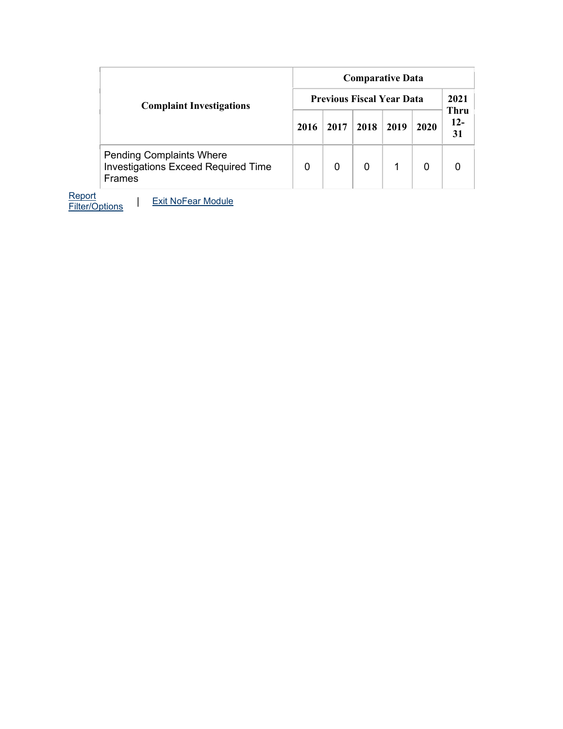| Complaint Investigations | Comparative Data | | | | | |
|---|---|---|---|---|---|---|
| | Previous Fiscal Year Data | | | | | 2021 Thru 12-31 |
| | 2016 | 2017 | 2018 | 2019 | 2020 | |
| Pending Complaints Where Investigations Exceed Required Time Frames | 0 | 0 | 0 | 1 | 0 | 0 |

Report Filter/Options | Exit NoFear Module